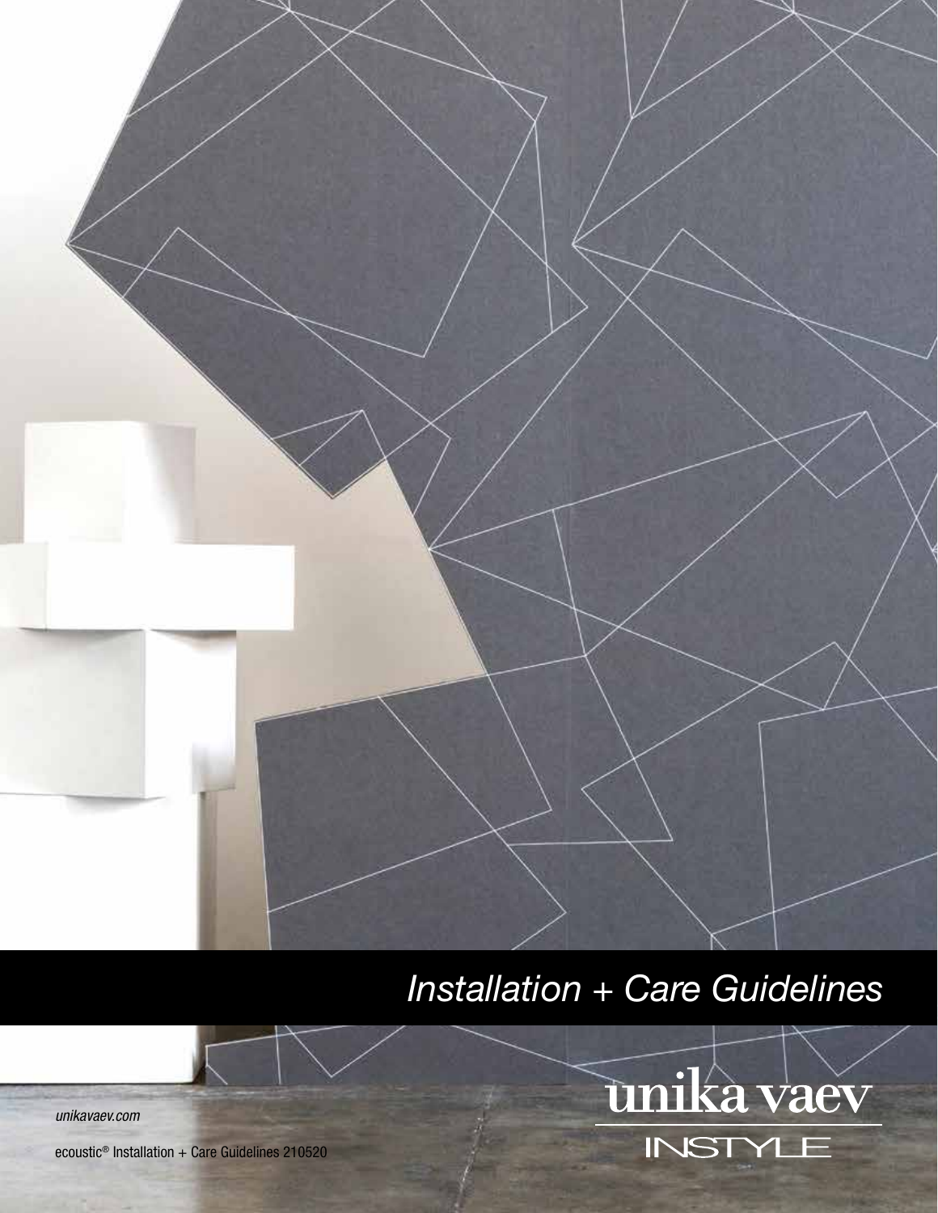# Installation + Care Guidelines

*unikavaev.com*

ecoustic® Installation + Care Guidelines 210520

unika vaev

INSTYLE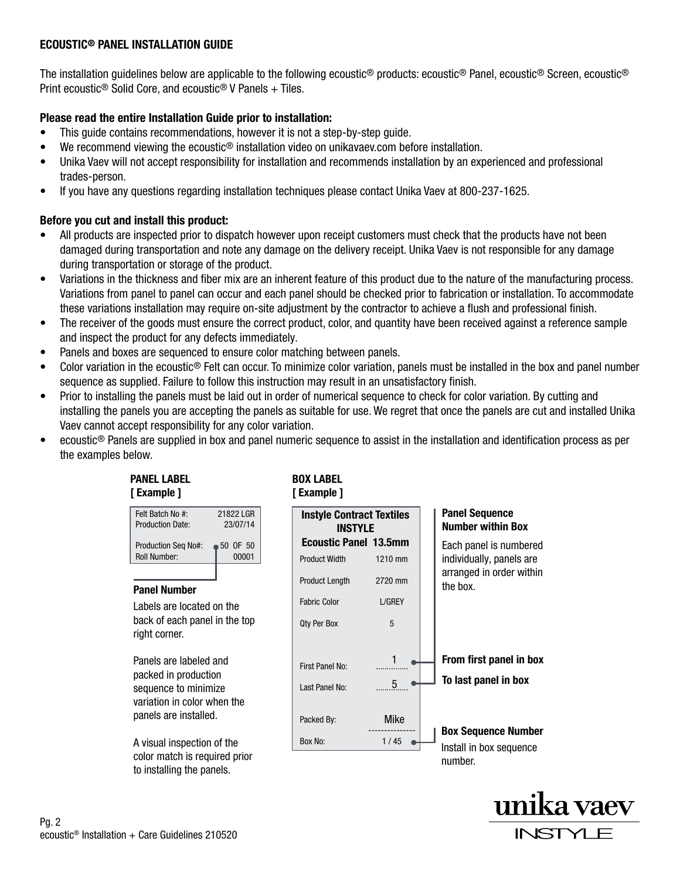## ECOUSTIC® PANEL INSTALLATION GUIDE

The installation guidelines below are applicable to the following ecoustic® products: ecoustic® Panel, ecoustic® Screen, ecoustic® Print ecoustic® Solid Core, and ecoustic® V Panels + Tiles.

**Please read the entire Installation Guide prior to installation:**

- This guide contains recommendations, however it is not a step-by-step guide.
- We recommend viewing the ecoustic® installation video on unikavaev.com before installation.
- Unika Vaev will not accept responsibility for installation and recommends installation by an experienced and professional trades-person.
- If you have any questions regarding installation techniques please contact Unika Vaev at 800-237-1625.

**Before you cut and install this product:**

- All products are inspected prior to dispatch however upon receipt customers must check that the products have not been damaged during transportation and note any damage on the delivery receipt. Unika Vaev is not responsible for any damage during transportation or storage of the product.
- Variations in the thickness and fiber mix are an inherent feature of this product due to the nature of the manufacturing process. Variations from panel to panel can occur and each panel should be checked prior to fabrication or installation. To accommodate these variations installation may require on-site adjustment by the contractor to achieve a flush and professional finish.
- The receiver of the goods must ensure the correct product, color, and quantity have been received against a reference sample and inspect the product for any defects immediately.
- Panels and boxes are sequenced to ensure color matching between panels.
- Color variation in the ecoustic® Felt can occur. To minimize color variation, panels must be installed in the box and panel number sequence as supplied. Failure to follow this instruction may result in an unsatisfactory finish.
- Prior to installing the panels must be laid out in order of numerical sequence to check for color variation. By cutting and installing the panels you are accepting the panels as suitable for use. We regret that once the panels are cut and installed Unika Vaev cannot accept responsibility for any color variation.
- ecoustic® Panels are supplied in box and panel numeric sequence to assist in the installation and identification process as per the examples below.

**PANEL LABEL**
**[ Example ]**

| | |
|---|---|
| Felt Batch No #: | 21822 LGR |
| Production Date: | 23/07/14 |
| Production Seq No#: | 50 OF 50 |
| Roll Number: | 00001 |

**Panel Number**

Labels are located on the back of each panel in the top right corner.

Panels are labeled and packed in production sequence to minimize variation in color when the panels are installed.

A visual inspection of the color match is required prior to installing the panels.

**BOX LABEL**
**[ Example ]**

**Instyle Contract Textiles**
**INSTYLE**
**Ecoustic Panel 13.5mm**

| | |
|---|---|
| Product Width | 1210 mm |
| Product Length | 2720 mm |
| Fabric Color | L/GREY |
| Qty Per Box | 5 |
| First Panel No: | 1 |
| Last Panel No: | 5 |
| Packed By: | Mike |
| Box No: | 1 / 45 |

**Panel Sequence Number within Box**

Each panel is numbered individually, panels are arranged in order within the box.

**From first panel in box**

**To last panel in box**

**Box Sequence Number**

Install in box sequence number.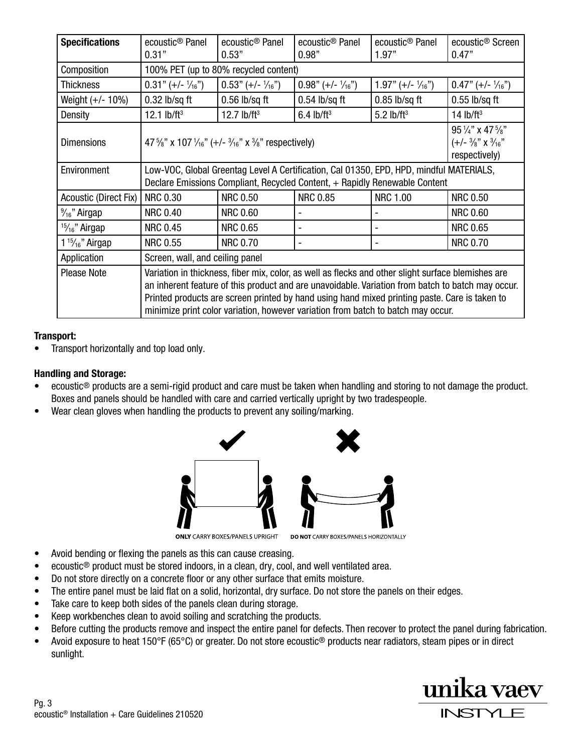| Specifications | ecoustic® Panel 0.31" | ecoustic® Panel 0.53" | ecoustic® Panel 0.98" | ecoustic® Panel 1.97" | ecoustic® Screen 0.47" |
|---|---|---|---|---|---|
| Composition | 100% PET (up to 80% recycled content) | | | | |
| Thickness | 0.31" (+/- 1⁄16") | 0.53" (+/- 1⁄16") | 0.98" (+/- 1⁄16") | 1.97" (+/- 1⁄16") | 0.47" (+/- 1⁄16") |
| Weight (+/- 10%) | 0.32 lb/sq ft | 0.56 lb/sq ft | 0.54 lb/sq ft | 0.85 lb/sq ft | 0.55 lb/sq ft |
| Density | 12.1 lb/ft$^3$ | 12.7 lb/ft$^3$ | 6.4 lb/ft$^3$ | 5.2 lb/ft$^3$ | 14 lb/ft$^3$ |
| Dimensions | 47 5⁄8" x 107 1⁄16" (+/- 3⁄16" x 3⁄8" respectively) | | | | 95 1⁄4" x 47 5⁄8" (+/- 3⁄8" x 3⁄16" respectively) |
| Environment | Low-VOC, Global Greentag Level A Certification, Cal 01350, EPD, HPD, mindful MATERIALS, Declare Emissions Compliant, Recycled Content, + Rapidly Renewable Content | | | | |
| Acoustic (Direct Fix) | NRC 0.30 | NRC 0.50 | NRC 0.85 | NRC 1.00 | NRC 0.50 |
| 9⁄16" Airgap | NRC 0.40 | NRC 0.60 | - | - | NRC 0.60 |
| 15⁄16" Airgap | NRC 0.45 | NRC 0.65 | - | - | NRC 0.65 |
| 1 15⁄16" Airgap | NRC 0.55 | NRC 0.70 | - | - | NRC 0.70 |
| Application | Screen, wall, and ceiling panel | | | | |
| Please Note | Variation in thickness, fiber mix, color, as well as flecks and other slight surface blemishes are an inherent feature of this product and are unavoidable. Variation from batch to batch may occur. Printed products are screen printed by hand using hand mixed printing paste. Care is taken to minimize print color variation, however variation from batch to batch may occur. | | | | |

**Transport:**

- Transport horizontally and top load only.

**Handling and Storage:**

- ecoustic® products are a semi-rigid product and care must be taken when handling and storing to not damage the product. Boxes and panels should be handled with care and carried vertically upright by two tradespeople.
- Wear clean gloves when handling the products to prevent any soiling/marking.

**ONLY** CARRY BOXES/PANELS UPRIGHT **DO NOT** CARRY BOXES/PANELS HORIZONTALLY

- Avoid bending or flexing the panels as this can cause creasing.
- ecoustic® product must be stored indoors, in a clean, dry, cool, and well ventilated area.
- Do not store directly on a concrete floor or any other surface that emits moisture.
- The entire panel must be laid flat on a solid, horizontal, dry surface. Do not store the panels on their edges.
- Take care to keep both sides of the panels clean during storage.
- Keep workbenches clean to avoid soiling and scratching the products.
- Before cutting the products remove and inspect the entire panel for defects. Then recover to protect the panel during fabrication.
- Avoid exposure to heat 150°F (65°C) or greater. Do not store ecoustic® products near radiators, steam pipes or in direct sunlight.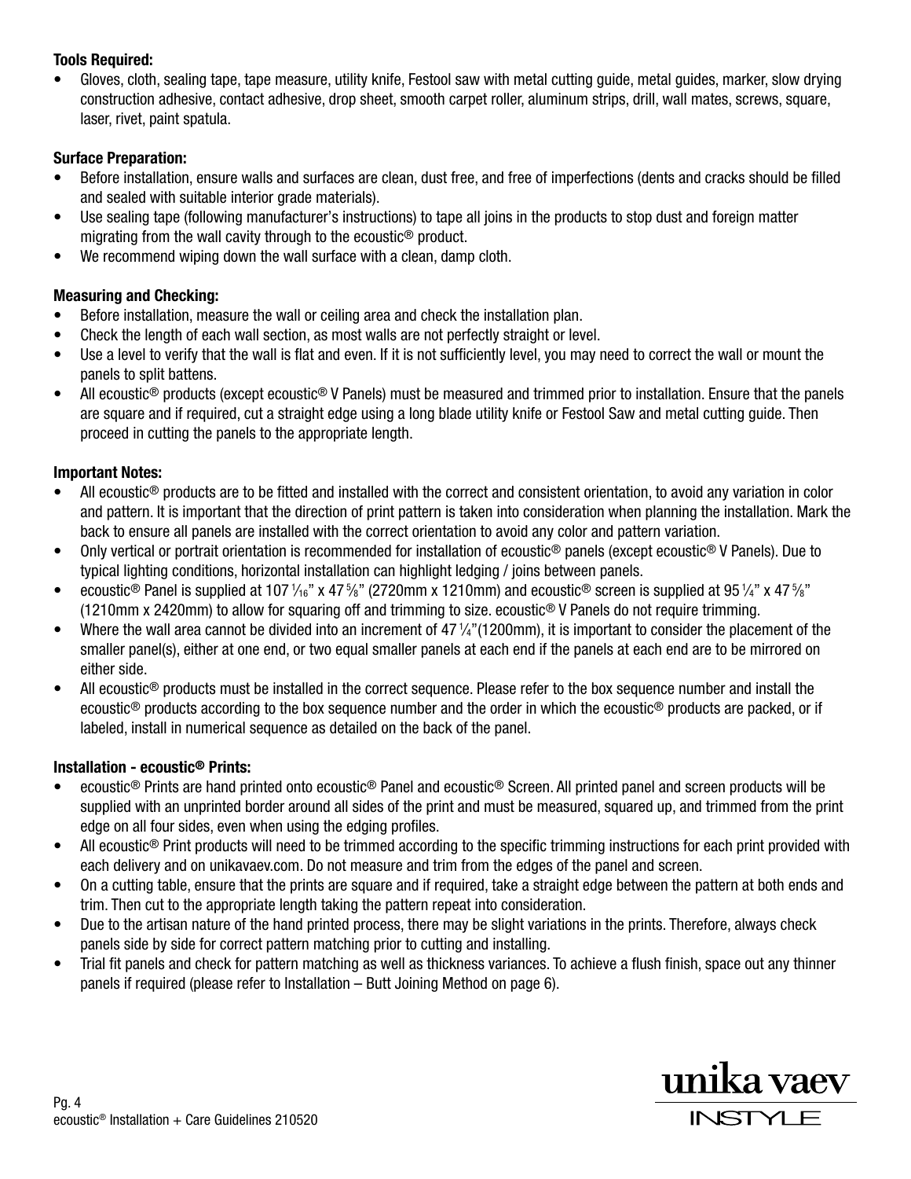**Tools Required:**

- Gloves, cloth, sealing tape, tape measure, utility knife, Festool saw with metal cutting guide, metal guides, marker, slow drying construction adhesive, contact adhesive, drop sheet, smooth carpet roller, aluminum strips, drill, wall mates, screws, square, laser, rivet, paint spatula.

**Surface Preparation:**

- Before installation, ensure walls and surfaces are clean, dust free, and free of imperfections (dents and cracks should be filled and sealed with suitable interior grade materials).
- Use sealing tape (following manufacturer's instructions) to tape all joins in the products to stop dust and foreign matter migrating from the wall cavity through to the ecoustic® product.
- We recommend wiping down the wall surface with a clean, damp cloth.

**Measuring and Checking:**

- Before installation, measure the wall or ceiling area and check the installation plan.
- Check the length of each wall section, as most walls are not perfectly straight or level.
- Use a level to verify that the wall is flat and even. If it is not sufficiently level, you may need to correct the wall or mount the panels to split battens.
- All ecoustic® products (except ecoustic® V Panels) must be measured and trimmed prior to installation. Ensure that the panels are square and if required, cut a straight edge using a long blade utility knife or Festool Saw and metal cutting guide. Then proceed in cutting the panels to the appropriate length.

**Important Notes:**

- All ecoustic® products are to be fitted and installed with the correct and consistent orientation, to avoid any variation in color and pattern. It is important that the direction of print pattern is taken into consideration when planning the installation. Mark the back to ensure all panels are installed with the correct orientation to avoid any color and pattern variation.
- Only vertical or portrait orientation is recommended for installation of ecoustic® panels (except ecoustic® V Panels). Due to typical lighting conditions, horizontal installation can highlight ledging / joins between panels.
- ecoustic® Panel is supplied at 107 1⁄16" x 47 5⁄8" (2720mm x 1210mm) and ecoustic® screen is supplied at 95 1⁄4" x 47 5⁄8" (1210mm x 2420mm) to allow for squaring off and trimming to size. ecoustic® V Panels do not require trimming.
- Where the wall area cannot be divided into an increment of 47 1⁄4"(1200mm), it is important to consider the placement of the smaller panel(s), either at one end, or two equal smaller panels at each end if the panels at each end are to be mirrored on either side.
- All ecoustic® products must be installed in the correct sequence. Please refer to the box sequence number and install the ecoustic® products according to the box sequence number and the order in which the ecoustic® products are packed, or if labeled, install in numerical sequence as detailed on the back of the panel.

**Installation - ecoustic® Prints:**

- ecoustic® Prints are hand printed onto ecoustic® Panel and ecoustic® Screen. All printed panel and screen products will be supplied with an unprinted border around all sides of the print and must be measured, squared up, and trimmed from the print edge on all four sides, even when using the edging profiles.
- All ecoustic® Print products will need to be trimmed according to the specific trimming instructions for each print provided with each delivery and on unikavaev.com. Do not measure and trim from the edges of the panel and screen.
- On a cutting table, ensure that the prints are square and if required, take a straight edge between the pattern at both ends and trim. Then cut to the appropriate length taking the pattern repeat into consideration.
- Due to the artisan nature of the hand printed process, there may be slight variations in the prints. Therefore, always check panels side by side for correct pattern matching prior to cutting and installing.
- Trial fit panels and check for pattern matching as well as thickness variances. To achieve a flush finish, space out any thinner panels if required (please refer to Installation – Butt Joining Method on page 6).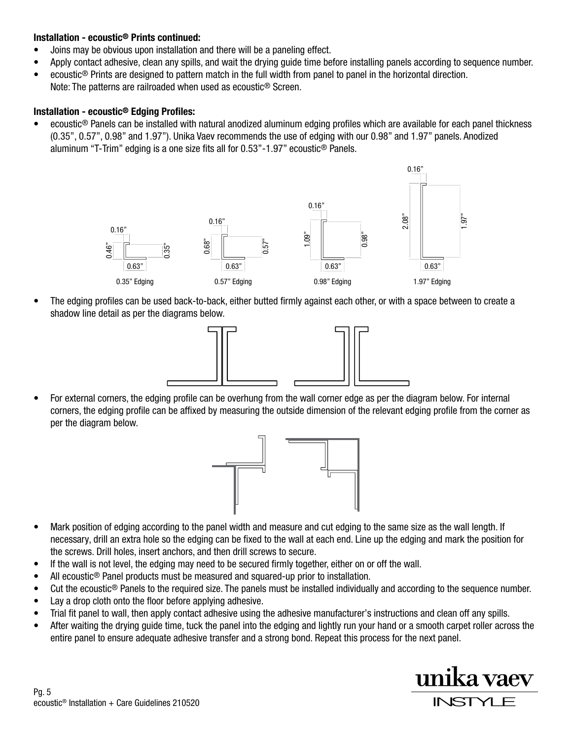**Installation - ecoustic® Prints continued:**

- Joins may be obvious upon installation and there will be a paneling effect.
- Apply contact adhesive, clean any spills, and wait the drying guide time before installing panels according to sequence number.
- ecoustic® Prints are designed to pattern match in the full width from panel to panel in the horizontal direction.
  Note: The patterns are railroaded when used as ecoustic® Screen.

**Installation - ecoustic® Edging Profiles:**

- ecoustic® Panels can be installed with natural anodized aluminum edging profiles which are available for each panel thickness (0.35", 0.57", 0.98" and 1.97"). Unika Vaev recommends the use of edging with our 0.98" and 1.97" panels. Anodized aluminum "T-Trim" edging is a one size fits all for 0.53"-1.97" ecoustic® Panels.

0.35" Edging — 0.46" / 0.35" / 0.16" / 0.63"

0.57" Edging — 0.68" / 0.57" / 0.16" / 0.63"

0.98" Edging — 1.09" / 0.98" / 0.16" / 0.63"

1.97" Edging — 2.08" / 1.97" / 0.16" / 0.63"

- The edging profiles can be used back-to-back, either butted firmly against each other, or with a space between to create a shadow line detail as per the diagrams below.
- For external corners, the edging profile can be overhung from the wall corner edge as per the diagram below. For internal corners, the edging profile can be affixed by measuring the outside dimension of the relevant edging profile from the corner as per the diagram below.
- Mark position of edging according to the panel width and measure and cut edging to the same size as the wall length. If necessary, drill an extra hole so the edging can be fixed to the wall at each end. Line up the edging and mark the position for the screws. Drill holes, insert anchors, and then drill screws to secure.
- If the wall is not level, the edging may need to be secured firmly together, either on or off the wall.
- All ecoustic® Panel products must be measured and squared-up prior to installation.
- Cut the ecoustic® Panels to the required size. The panels must be installed individually and according to the sequence number.
- Lay a drop cloth onto the floor before applying adhesive.
- Trial fit panel to wall, then apply contact adhesive using the adhesive manufacturer's instructions and clean off any spills.
- After waiting the drying guide time, tuck the panel into the edging and lightly run your hand or a smooth carpet roller across the entire panel to ensure adequate adhesive transfer and a strong bond. Repeat this process for the next panel.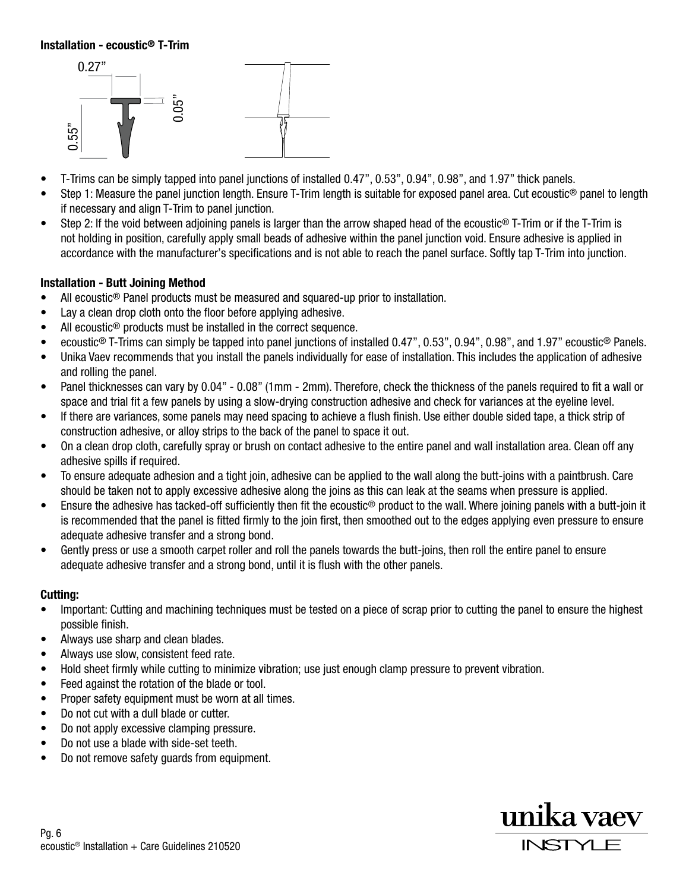### Installation - ecoustic® T-Trim

- T-Trims can be simply tapped into panel junctions of installed 0.47", 0.53", 0.94", 0.98", and 1.97" thick panels.
- Step 1: Measure the panel junction length. Ensure T-Trim length is suitable for exposed panel area. Cut ecoustic® panel to length if necessary and align T-Trim to panel junction.
- Step 2: If the void between adjoining panels is larger than the arrow shaped head of the ecoustic® T-Trim or if the T-Trim is not holding in position, carefully apply small beads of adhesive within the panel junction void. Ensure adhesive is applied in accordance with the manufacturer's specifications and is not able to reach the panel surface. Softly tap T-Trim into junction.

### Installation - Butt Joining Method

- All ecoustic® Panel products must be measured and squared-up prior to installation.
- Lay a clean drop cloth onto the floor before applying adhesive.
- All ecoustic® products must be installed in the correct sequence.
- ecoustic® T-Trims can simply be tapped into panel junctions of installed 0.47", 0.53", 0.94", 0.98", and 1.97" ecoustic® Panels.
- Unika Vaev recommends that you install the panels individually for ease of installation. This includes the application of adhesive and rolling the panel.
- Panel thicknesses can vary by 0.04" - 0.08" (1mm - 2mm). Therefore, check the thickness of the panels required to fit a wall or space and trial fit a few panels by using a slow-drying construction adhesive and check for variances at the eyeline level.
- If there are variances, some panels may need spacing to achieve a flush finish. Use either double sided tape, a thick strip of construction adhesive, or alloy strips to the back of the panel to space it out.
- On a clean drop cloth, carefully spray or brush on contact adhesive to the entire panel and wall installation area. Clean off any adhesive spills if required.
- To ensure adequate adhesion and a tight join, adhesive can be applied to the wall along the butt-joins with a paintbrush. Care should be taken not to apply excessive adhesive along the joins as this can leak at the seams when pressure is applied.
- Ensure the adhesive has tacked-off sufficiently then fit the ecoustic® product to the wall. Where joining panels with a butt-join it is recommended that the panel is fitted firmly to the join first, then smoothed out to the edges applying even pressure to ensure adequate adhesive transfer and a strong bond.
- Gently press or use a smooth carpet roller and roll the panels towards the butt-joins, then roll the entire panel to ensure adequate adhesive transfer and a strong bond, until it is flush with the other panels.

### Cutting:

- Important: Cutting and machining techniques must be tested on a piece of scrap prior to cutting the panel to ensure the highest possible finish.
- Always use sharp and clean blades.
- Always use slow, consistent feed rate.
- Hold sheet firmly while cutting to minimize vibration; use just enough clamp pressure to prevent vibration.
- Feed against the rotation of the blade or tool.
- Proper safety equipment must be worn at all times.
- Do not cut with a dull blade or cutter.
- Do not apply excessive clamping pressure.
- Do not use a blade with side-set teeth.
- Do not remove safety guards from equipment.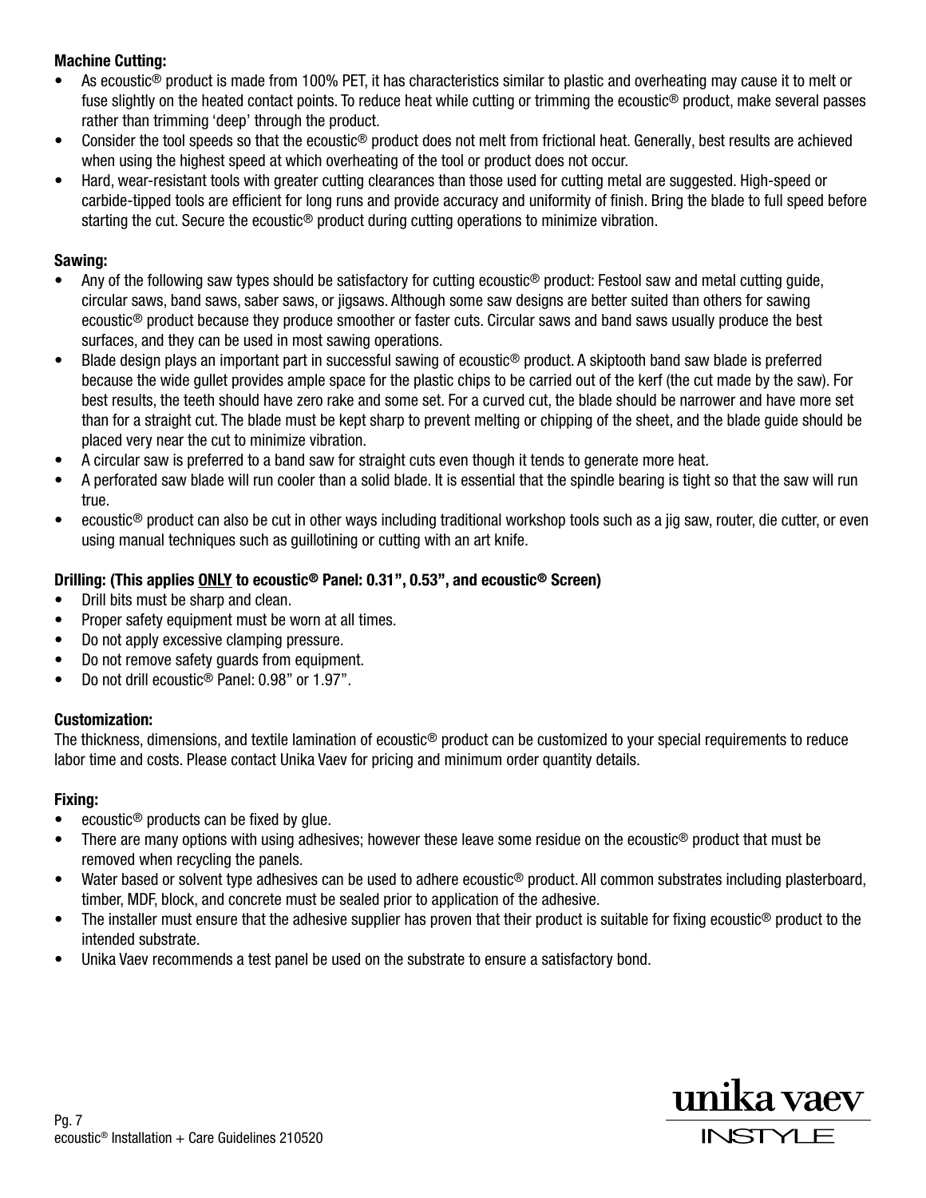**Machine Cutting:**

- As ecoustic® product is made from 100% PET, it has characteristics similar to plastic and overheating may cause it to melt or fuse slightly on the heated contact points. To reduce heat while cutting or trimming the ecoustic® product, make several passes rather than trimming 'deep' through the product.
- Consider the tool speeds so that the ecoustic® product does not melt from frictional heat. Generally, best results are achieved when using the highest speed at which overheating of the tool or product does not occur.
- Hard, wear-resistant tools with greater cutting clearances than those used for cutting metal are suggested. High-speed or carbide-tipped tools are efficient for long runs and provide accuracy and uniformity of finish. Bring the blade to full speed before starting the cut. Secure the ecoustic® product during cutting operations to minimize vibration.

**Sawing:**

- Any of the following saw types should be satisfactory for cutting ecoustic® product: Festool saw and metal cutting guide, circular saws, band saws, saber saws, or jigsaws. Although some saw designs are better suited than others for sawing ecoustic® product because they produce smoother or faster cuts. Circular saws and band saws usually produce the best surfaces, and they can be used in most sawing operations.
- Blade design plays an important part in successful sawing of ecoustic® product. A skiptooth band saw blade is preferred because the wide gullet provides ample space for the plastic chips to be carried out of the kerf (the cut made by the saw). For best results, the teeth should have zero rake and some set. For a curved cut, the blade should be narrower and have more set than for a straight cut. The blade must be kept sharp to prevent melting or chipping of the sheet, and the blade guide should be placed very near the cut to minimize vibration.
- A circular saw is preferred to a band saw for straight cuts even though it tends to generate more heat.
- A perforated saw blade will run cooler than a solid blade. It is essential that the spindle bearing is tight so that the saw will run true.
- ecoustic® product can also be cut in other ways including traditional workshop tools such as a jig saw, router, die cutter, or even using manual techniques such as guillotining or cutting with an art knife.

**Drilling: (This applies <u>ONLY</u> to ecoustic® Panel: 0.31", 0.53", and ecoustic® Screen)**

- Drill bits must be sharp and clean.
- Proper safety equipment must be worn at all times.
- Do not apply excessive clamping pressure.
- Do not remove safety guards from equipment.
- Do not drill ecoustic® Panel: 0.98" or 1.97".

**Customization:**

The thickness, dimensions, and textile lamination of ecoustic® product can be customized to your special requirements to reduce labor time and costs. Please contact Unika Vaev for pricing and minimum order quantity details.

**Fixing:**

- ecoustic® products can be fixed by glue.
- There are many options with using adhesives; however these leave some residue on the ecoustic® product that must be removed when recycling the panels.
- Water based or solvent type adhesives can be used to adhere ecoustic® product. All common substrates including plasterboard, timber, MDF, block, and concrete must be sealed prior to application of the adhesive.
- The installer must ensure that the adhesive supplier has proven that their product is suitable for fixing ecoustic® product to the intended substrate.
- Unika Vaev recommends a test panel be used on the substrate to ensure a satisfactory bond.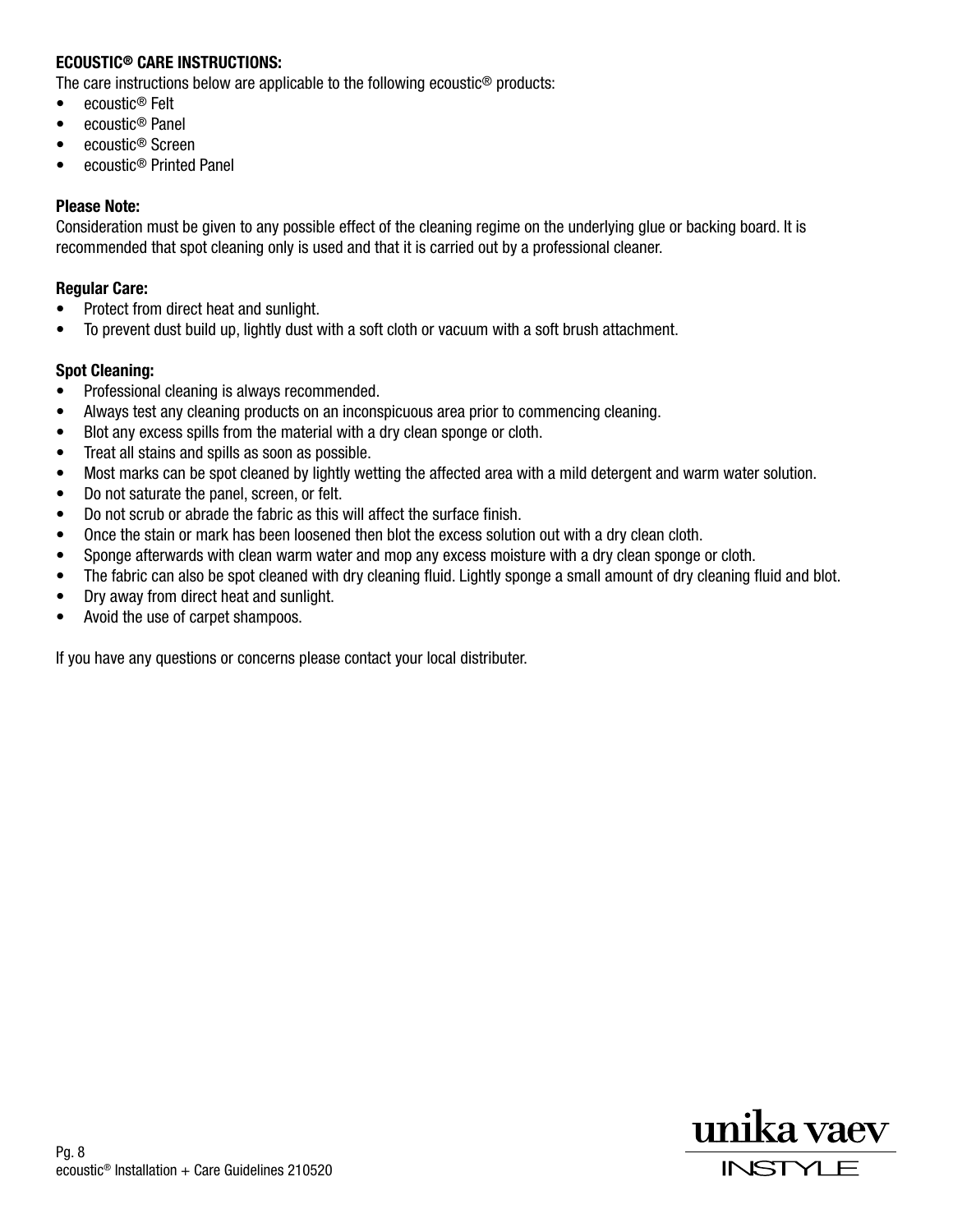**ECOUSTIC® CARE INSTRUCTIONS:**

The care instructions below are applicable to the following ecoustic® products:

- ecoustic® Felt
- ecoustic® Panel
- ecoustic® Screen
- ecoustic® Printed Panel

**Please Note:**

Consideration must be given to any possible effect of the cleaning regime on the underlying glue or backing board. It is recommended that spot cleaning only is used and that it is carried out by a professional cleaner.

**Regular Care:**

- Protect from direct heat and sunlight.
- To prevent dust build up, lightly dust with a soft cloth or vacuum with a soft brush attachment.

**Spot Cleaning:**

- Professional cleaning is always recommended.
- Always test any cleaning products on an inconspicuous area prior to commencing cleaning.
- Blot any excess spills from the material with a dry clean sponge or cloth.
- Treat all stains and spills as soon as possible.
- Most marks can be spot cleaned by lightly wetting the affected area with a mild detergent and warm water solution.
- Do not saturate the panel, screen, or felt.
- Do not scrub or abrade the fabric as this will affect the surface finish.
- Once the stain or mark has been loosened then blot the excess solution out with a dry clean cloth.
- Sponge afterwards with clean warm water and mop any excess moisture with a dry clean sponge or cloth.
- The fabric can also be spot cleaned with dry cleaning fluid. Lightly sponge a small amount of dry cleaning fluid and blot.
- Dry away from direct heat and sunlight.
- Avoid the use of carpet shampoos.

If you have any questions or concerns please contact your local distributer.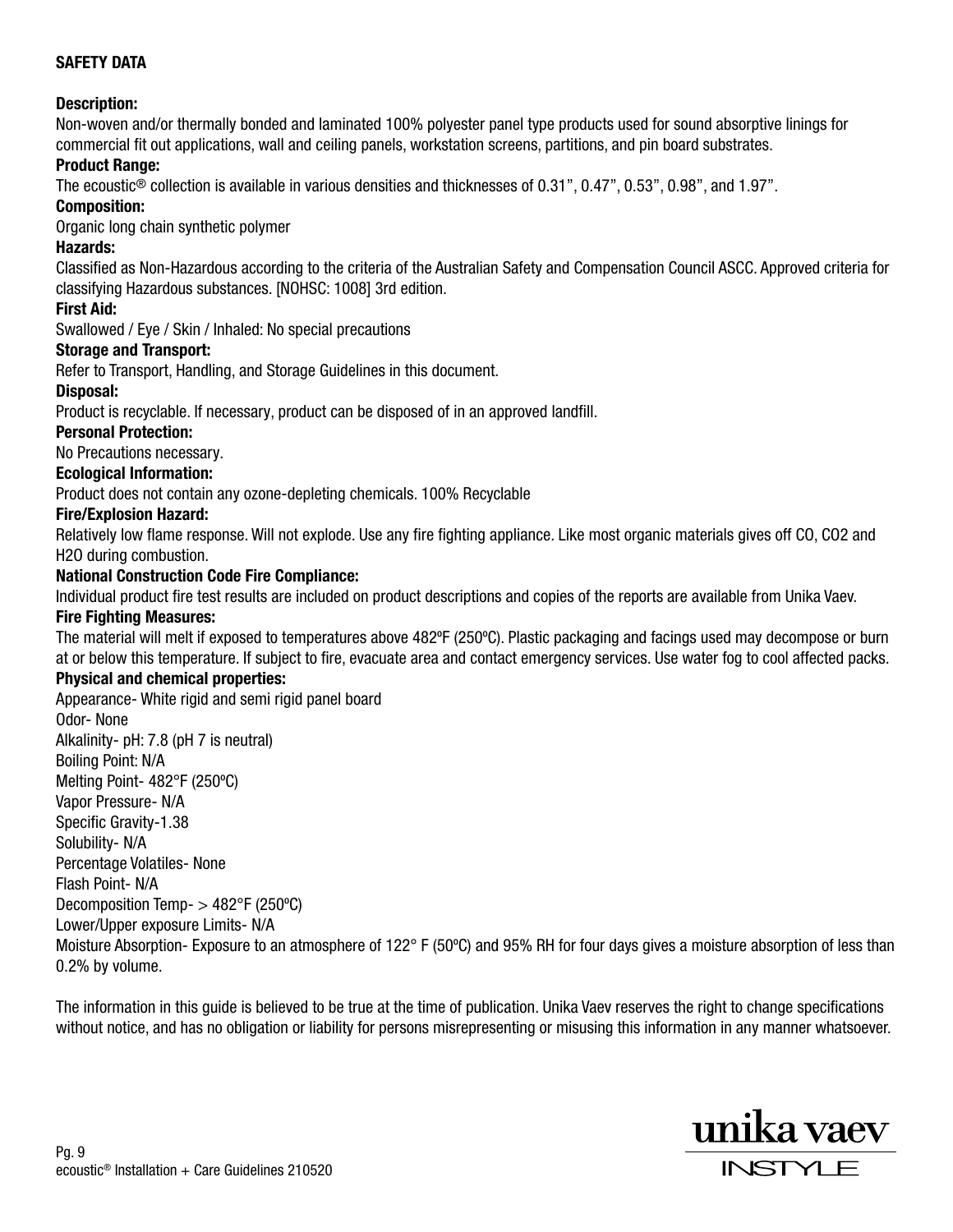## SAFETY DATA

**Description:**

Non-woven and/or thermally bonded and laminated 100% polyester panel type products used for sound absorptive linings for commercial fit out applications, wall and ceiling panels, workstation screens, partitions, and pin board substrates.

**Product Range:**

The ecoustic® collection is available in various densities and thicknesses of 0.31", 0.47", 0.53", 0.98", and 1.97".

**Composition:**

Organic long chain synthetic polymer

**Hazards:**

Classified as Non-Hazardous according to the criteria of the Australian Safety and Compensation Council ASCC. Approved criteria for classifying Hazardous substances. [NOHSC: 1008] 3rd edition.

**First Aid:**

Swallowed / Eye / Skin / Inhaled: No special precautions

**Storage and Transport:**

Refer to Transport, Handling, and Storage Guidelines in this document.

**Disposal:**

Product is recyclable. If necessary, product can be disposed of in an approved landfill.

**Personal Protection:**

No Precautions necessary.

**Ecological Information:**

Product does not contain any ozone-depleting chemicals. 100% Recyclable

**Fire/Explosion Hazard:**

Relatively low flame response. Will not explode. Use any fire fighting appliance. Like most organic materials gives off CO, $CO_2$ and $H_2O$ during combustion.

**National Construction Code Fire Compliance:**

Individual product fire test results are included on product descriptions and copies of the reports are available from Unika Vaev.

**Fire Fighting Measures:**

The material will melt if exposed to temperatures above 482ºF (250ºC). Plastic packaging and facings used may decompose or burn at or below this temperature. If subject to fire, evacuate area and contact emergency services. Use water fog to cool affected packs.

**Physical and chemical properties:**

Appearance- White rigid and semi rigid panel board
Odor- None
Alkalinity- pH: 7.8 (pH 7 is neutral)
Boiling Point: N/A
Melting Point- 482°F (250ºC)
Vapor Pressure- N/A
Specific Gravity-1.38
Solubility- N/A
Percentage Volatiles- None
Flash Point- N/A
Decomposition Temp- > 482°F (250ºC)
Lower/Upper exposure Limits- N/A
Moisture Absorption- Exposure to an atmosphere of 122° F (50ºC) and 95% RH for four days gives a moisture absorption of less than 0.2% by volume.

The information in this guide is believed to be true at the time of publication. Unika Vaev reserves the right to change specifications without notice, and has no obligation or liability for persons misrepresenting or misusing this information in any manner whatsoever.